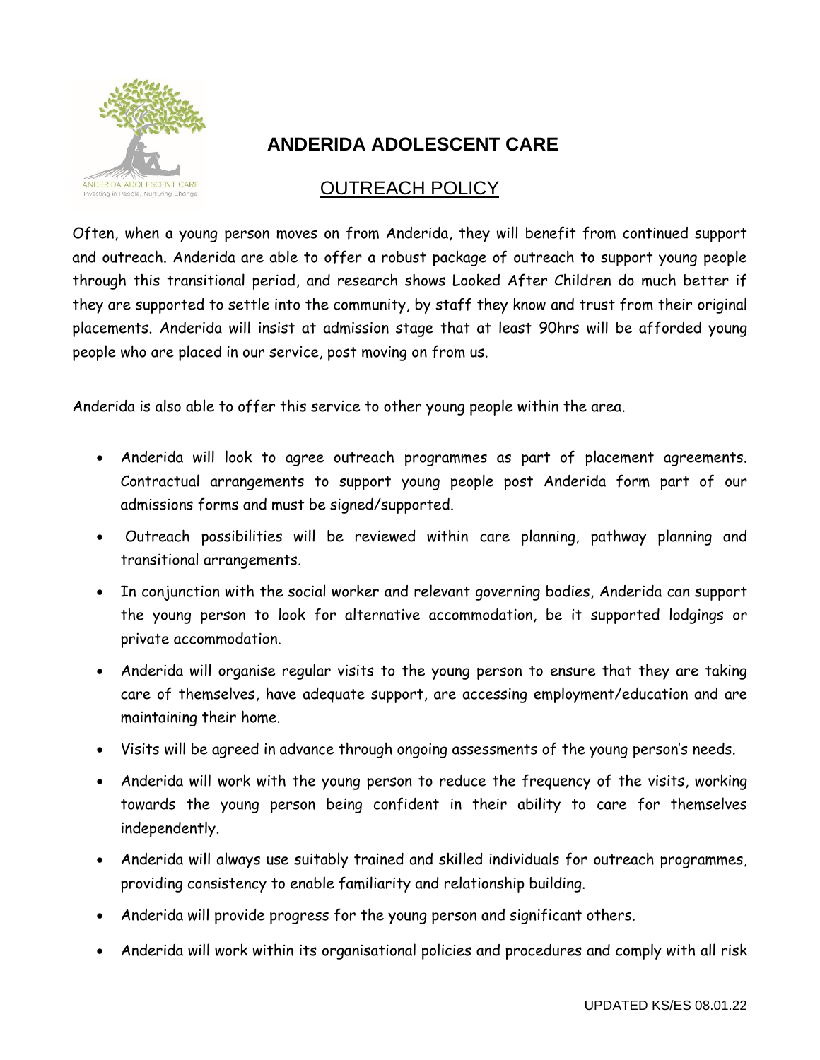# ANDERIDA ADOLESCENT CARE

## OUTREACH POLICY

Often, when a young person moves on from Anderida, they will benefit from continued support and outreach. Anderida are able to offer a robust package of outreach to support young people through this transitional period, and research shows Looked After Children do much better if they are supported to settle into the community, by staff they know and trust from their original placements. Anderida will insist at admission stage that at least 90hrs will be afforded young people who are placed in our service, post moving on from us.

Anderida is also able to offer this service to other young people within the area.

- Anderida will look to agree outreach programmes as part of placement agreements. Contractual arrangements to support young people post Anderida form part of our admissions forms and must be signed/supported.
- Outreach possibilities will be reviewed within care planning, pathway planning and transitional arrangements.
- In conjunction with the social worker and relevant governing bodies, Anderida can support the young person to look for alternative accommodation, be it supported lodgings or private accommodation.
- Anderida will organise regular visits to the young person to ensure that they are taking care of themselves, have adequate support, are accessing employment/education and are maintaining their home.
- Visits will be agreed in advance through ongoing assessments of the young person's needs.
- Anderida will work with the young person to reduce the frequency of the visits, working towards the young person being confident in their ability to care for themselves independently.
- Anderida will always use suitably trained and skilled individuals for outreach programmes, providing consistency to enable familiarity and relationship building.
- Anderida will provide progress for the young person and significant others.
- Anderida will work within its organisational policies and procedures and comply with all risk

UPDATED KS/ES 08.01.22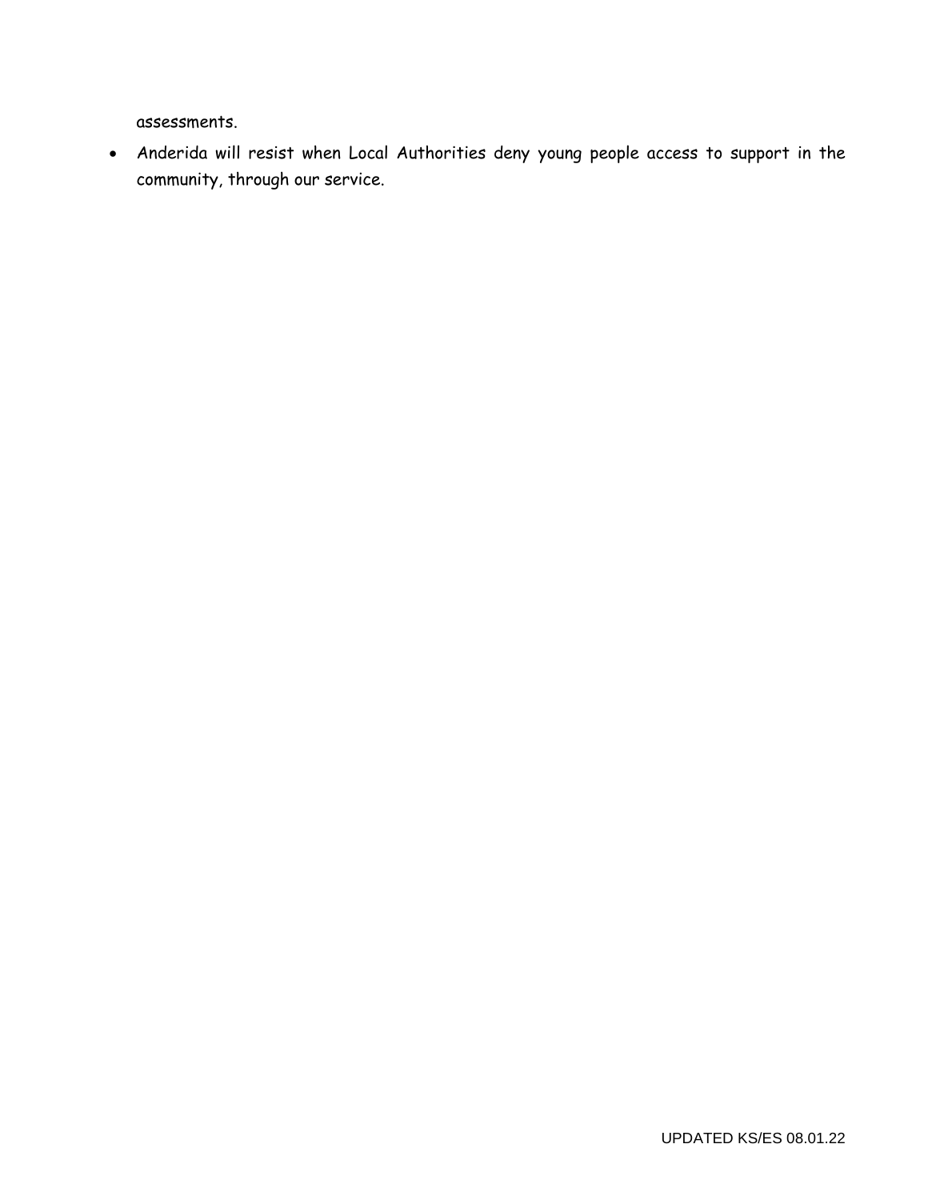assessments.

- Anderida will resist when Local Authorities deny young people access to support in the community, through our service.

UPDATED KS/ES 08.01.22